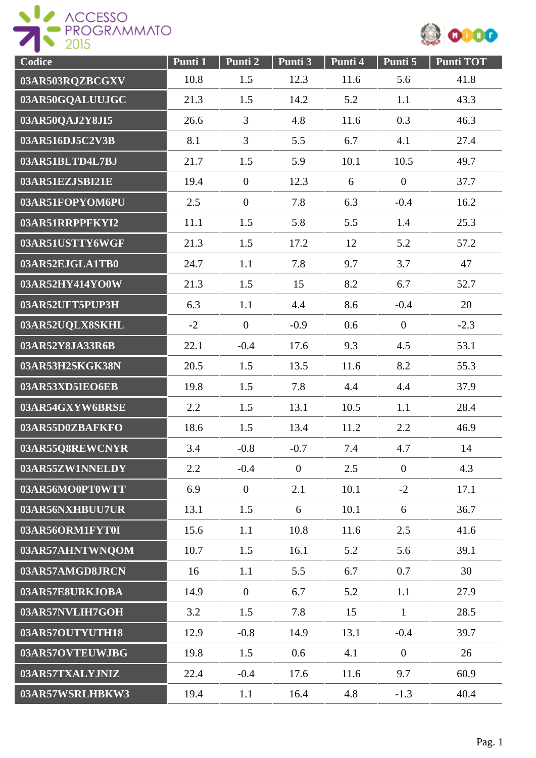| Codice | Punti 1 | Punti 2 | Punti 3 | Punti 4 | Punti 5 | Punti TOT |
|---|---|---|---|---|---|---|
| 03AR503RQZBCGXV | 10.8 | 1.5 | 12.3 | 11.6 | 5.6 | 41.8 |
| 03AR50GQALUUJGC | 21.3 | 1.5 | 14.2 | 5.2 | 1.1 | 43.3 |
| 03AR50QAJ2Y8JI5 | 26.6 | 3 | 4.8 | 11.6 | 0.3 | 46.3 |
| 03AR516DJ5C2V3B | 8.1 | 3 | 5.5 | 6.7 | 4.1 | 27.4 |
| 03AR51BLTD4L7BJ | 21.7 | 1.5 | 5.9 | 10.1 | 10.5 | 49.7 |
| 03AR51EZJSBI21E | 19.4 | 0 | 12.3 | 6 | 0 | 37.7 |
| 03AR51FOPYOM6PU | 2.5 | 0 | 7.8 | 6.3 | -0.4 | 16.2 |
| 03AR51RRPPFKYI2 | 11.1 | 1.5 | 5.8 | 5.5 | 1.4 | 25.3 |
| 03AR51USTTY6WGF | 21.3 | 1.5 | 17.2 | 12 | 5.2 | 57.2 |
| 03AR52EJGLA1TB0 | 24.7 | 1.1 | 7.8 | 9.7 | 3.7 | 47 |
| 03AR52HY414YO0W | 21.3 | 1.5 | 15 | 8.2 | 6.7 | 52.7 |
| 03AR52UFT5PUP3H | 6.3 | 1.1 | 4.4 | 8.6 | -0.4 | 20 |
| 03AR52UQLX8SKHL | -2 | 0 | -0.9 | 0.6 | 0 | -2.3 |
| 03AR52Y8JA33R6B | 22.1 | -0.4 | 17.6 | 9.3 | 4.5 | 53.1 |
| 03AR53H2SKGK38N | 20.5 | 1.5 | 13.5 | 11.6 | 8.2 | 55.3 |
| 03AR53XD5IEO6EB | 19.8 | 1.5 | 7.8 | 4.4 | 4.4 | 37.9 |
| 03AR54GXYW6BRSE | 2.2 | 1.5 | 13.1 | 10.5 | 1.1 | 28.4 |
| 03AR55D0ZBAFKFO | 18.6 | 1.5 | 13.4 | 11.2 | 2.2 | 46.9 |
| 03AR55Q8REWCNYR | 3.4 | -0.8 | -0.7 | 7.4 | 4.7 | 14 |
| 03AR55ZW1NNELDY | 2.2 | -0.4 | 0 | 2.5 | 0 | 4.3 |
| 03AR56MO0PT0WTT | 6.9 | 0 | 2.1 | 10.1 | -2 | 17.1 |
| 03AR56NXHBUU7UR | 13.1 | 1.5 | 6 | 10.1 | 6 | 36.7 |
| 03AR56ORM1FYT0I | 15.6 | 1.1 | 10.8 | 11.6 | 2.5 | 41.6 |
| 03AR57AHNTWNQOM | 10.7 | 1.5 | 16.1 | 5.2 | 5.6 | 39.1 |
| 03AR57AMGD8JRCN | 16 | 1.1 | 5.5 | 6.7 | 0.7 | 30 |
| 03AR57E8URKJOBA | 14.9 | 0 | 6.7 | 5.2 | 1.1 | 27.9 |
| 03AR57NVLIH7GOH | 3.2 | 1.5 | 7.8 | 15 | 1 | 28.5 |
| 03AR57OUTYUTH18 | 12.9 | -0.8 | 14.9 | 13.1 | -0.4 | 39.7 |
| 03AR57OVTEUWJBG | 19.8 | 1.5 | 0.6 | 4.1 | 0 | 26 |
| 03AR57TXALYJNIZ | 22.4 | -0.4 | 17.6 | 11.6 | 9.7 | 60.9 |
| 03AR57WSRLHBKW3 | 19.4 | 1.1 | 16.4 | 4.8 | -1.3 | 40.4 |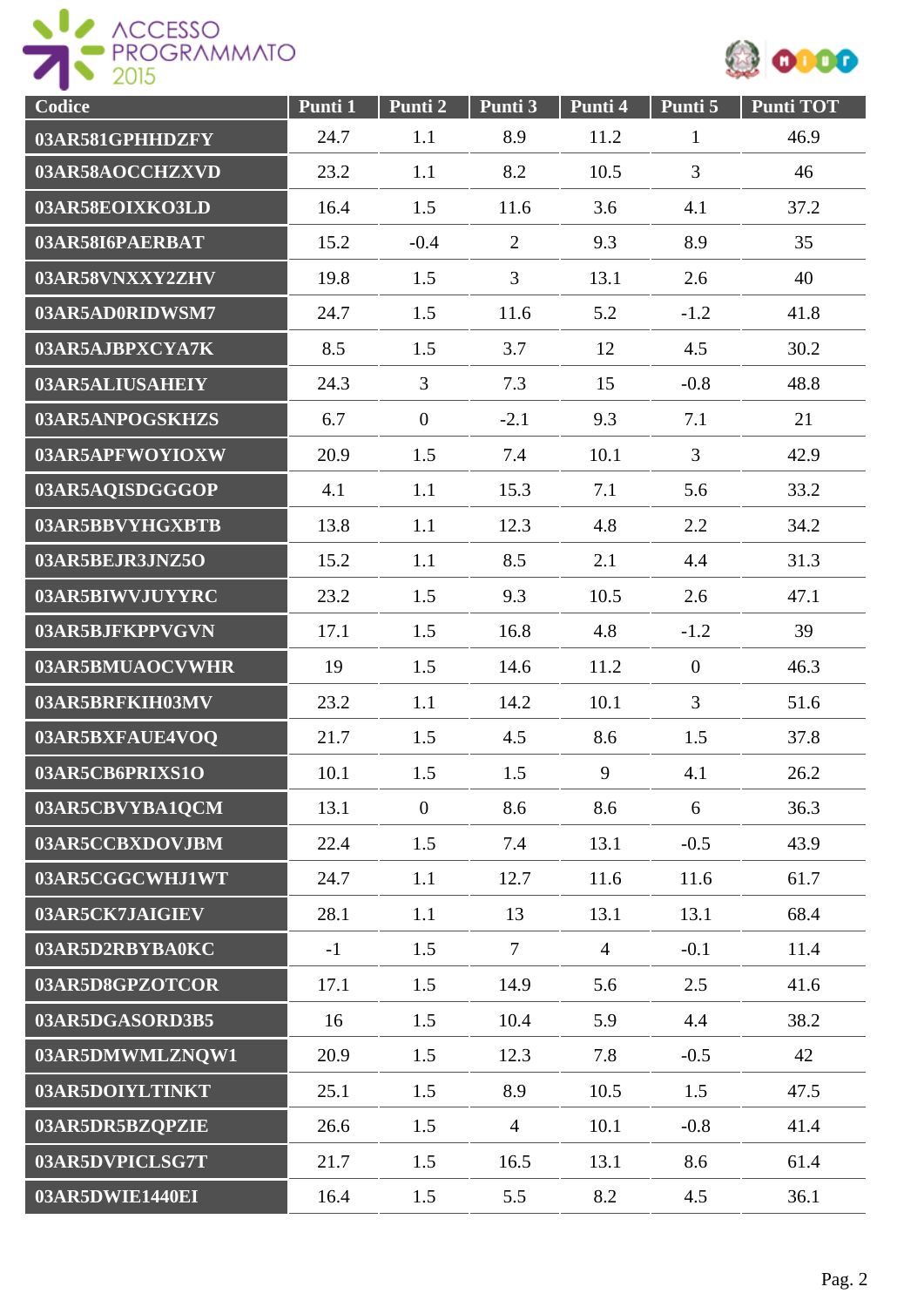| Codice | Punti 1 | Punti 2 | Punti 3 | Punti 4 | Punti 5 | Punti TOT |
|---|---|---|---|---|---|---|
| 03AR581GPHHDZFY | 24.7 | 1.1 | 8.9 | 11.2 | 1 | 46.9 |
| 03AR58AOCCHZXVD | 23.2 | 1.1 | 8.2 | 10.5 | 3 | 46 |
| 03AR58EOIXKO3LD | 16.4 | 1.5 | 11.6 | 3.6 | 4.1 | 37.2 |
| 03AR58I6PAERBAT | 15.2 | -0.4 | 2 | 9.3 | 8.9 | 35 |
| 03AR58VNXXY2ZHV | 19.8 | 1.5 | 3 | 13.1 | 2.6 | 40 |
| 03AR5AD0RIDWSM7 | 24.7 | 1.5 | 11.6 | 5.2 | -1.2 | 41.8 |
| 03AR5AJBPXCYA7K | 8.5 | 1.5 | 3.7 | 12 | 4.5 | 30.2 |
| 03AR5ALIUSAHEIY | 24.3 | 3 | 7.3 | 15 | -0.8 | 48.8 |
| 03AR5ANPOGSKHZS | 6.7 | 0 | -2.1 | 9.3 | 7.1 | 21 |
| 03AR5APFWOYIOXW | 20.9 | 1.5 | 7.4 | 10.1 | 3 | 42.9 |
| 03AR5AQISDGGGOP | 4.1 | 1.1 | 15.3 | 7.1 | 5.6 | 33.2 |
| 03AR5BBVYHGXBTB | 13.8 | 1.1 | 12.3 | 4.8 | 2.2 | 34.2 |
| 03AR5BEJR3JNZ5O | 15.2 | 1.1 | 8.5 | 2.1 | 4.4 | 31.3 |
| 03AR5BIWVJUYYRC | 23.2 | 1.5 | 9.3 | 10.5 | 2.6 | 47.1 |
| 03AR5BJFKPPVGVN | 17.1 | 1.5 | 16.8 | 4.8 | -1.2 | 39 |
| 03AR5BMUAOCVWHR | 19 | 1.5 | 14.6 | 11.2 | 0 | 46.3 |
| 03AR5BRFKIH03MV | 23.2 | 1.1 | 14.2 | 10.1 | 3 | 51.6 |
| 03AR5BXFAUE4VOQ | 21.7 | 1.5 | 4.5 | 8.6 | 1.5 | 37.8 |
| 03AR5CB6PRIXS1O | 10.1 | 1.5 | 1.5 | 9 | 4.1 | 26.2 |
| 03AR5CBVYBA1QCM | 13.1 | 0 | 8.6 | 8.6 | 6 | 36.3 |
| 03AR5CCBXDOVJBM | 22.4 | 1.5 | 7.4 | 13.1 | -0.5 | 43.9 |
| 03AR5CGGCWHJ1WT | 24.7 | 1.1 | 12.7 | 11.6 | 11.6 | 61.7 |
| 03AR5CK7JAIGIEV | 28.1 | 1.1 | 13 | 13.1 | 13.1 | 68.4 |
| 03AR5D2RBYBA0KC | -1 | 1.5 | 7 | 4 | -0.1 | 11.4 |
| 03AR5D8GPZOTCOR | 17.1 | 1.5 | 14.9 | 5.6 | 2.5 | 41.6 |
| 03AR5DGASORD3B5 | 16 | 1.5 | 10.4 | 5.9 | 4.4 | 38.2 |
| 03AR5DMWMLZNQW1 | 20.9 | 1.5 | 12.3 | 7.8 | -0.5 | 42 |
| 03AR5DOIYLTINKT | 25.1 | 1.5 | 8.9 | 10.5 | 1.5 | 47.5 |
| 03AR5DR5BZQPZIE | 26.6 | 1.5 | 4 | 10.1 | -0.8 | 41.4 |
| 03AR5DVPICLSG7T | 21.7 | 1.5 | 16.5 | 13.1 | 8.6 | 61.4 |
| 03AR5DWIE1440EI | 16.4 | 1.5 | 5.5 | 8.2 | 4.5 | 36.1 |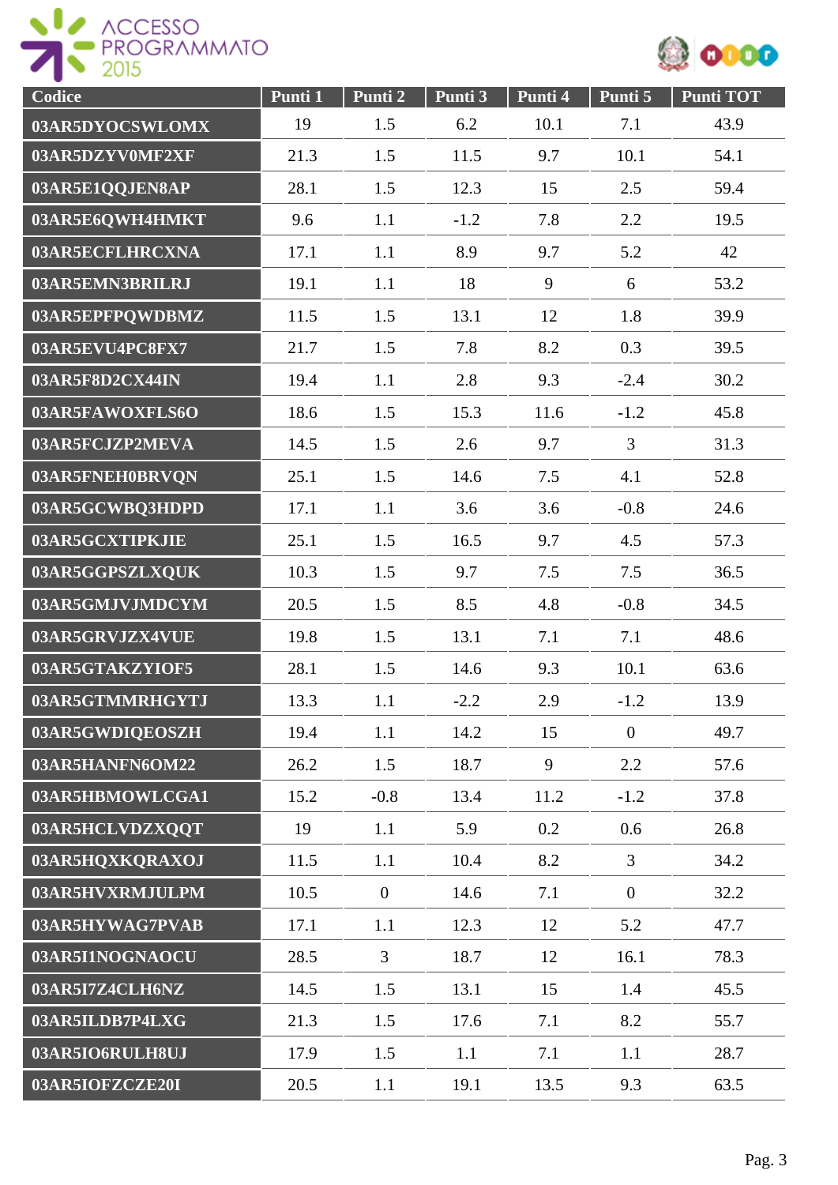| Codice | Punti 1 | Punti 2 | Punti 3 | Punti 4 | Punti 5 | Punti TOT |
|---|---|---|---|---|---|---|
| 03AR5DYOCSWLOMX | 19 | 1.5 | 6.2 | 10.1 | 7.1 | 43.9 |
| 03AR5DZYV0MF2XF | 21.3 | 1.5 | 11.5 | 9.7 | 10.1 | 54.1 |
| 03AR5E1QQJEN8AP | 28.1 | 1.5 | 12.3 | 15 | 2.5 | 59.4 |
| 03AR5E6QWH4HMKT | 9.6 | 1.1 | -1.2 | 7.8 | 2.2 | 19.5 |
| 03AR5ECFLHRCXNA | 17.1 | 1.1 | 8.9 | 9.7 | 5.2 | 42 |
| 03AR5EMN3BRILRJ | 19.1 | 1.1 | 18 | 9 | 6 | 53.2 |
| 03AR5EPFPQWDBMZ | 11.5 | 1.5 | 13.1 | 12 | 1.8 | 39.9 |
| 03AR5EVU4PC8FX7 | 21.7 | 1.5 | 7.8 | 8.2 | 0.3 | 39.5 |
| 03AR5F8D2CX44IN | 19.4 | 1.1 | 2.8 | 9.3 | -2.4 | 30.2 |
| 03AR5FAWOXFLS6O | 18.6 | 1.5 | 15.3 | 11.6 | -1.2 | 45.8 |
| 03AR5FCJZP2MEVA | 14.5 | 1.5 | 2.6 | 9.7 | 3 | 31.3 |
| 03AR5FNEH0BRVQN | 25.1 | 1.5 | 14.6 | 7.5 | 4.1 | 52.8 |
| 03AR5GCWBQ3HDPD | 17.1 | 1.1 | 3.6 | 3.6 | -0.8 | 24.6 |
| 03AR5GCXTIPKJIE | 25.1 | 1.5 | 16.5 | 9.7 | 4.5 | 57.3 |
| 03AR5GGPSZLXQUK | 10.3 | 1.5 | 9.7 | 7.5 | 7.5 | 36.5 |
| 03AR5GMJVJMDCYM | 20.5 | 1.5 | 8.5 | 4.8 | -0.8 | 34.5 |
| 03AR5GRVJZX4VUE | 19.8 | 1.5 | 13.1 | 7.1 | 7.1 | 48.6 |
| 03AR5GTAKZYIOF5 | 28.1 | 1.5 | 14.6 | 9.3 | 10.1 | 63.6 |
| 03AR5GTMMRHGYTJ | 13.3 | 1.1 | -2.2 | 2.9 | -1.2 | 13.9 |
| 03AR5GWDIQEOSZH | 19.4 | 1.1 | 14.2 | 15 | 0 | 49.7 |
| 03AR5HANFN6OM22 | 26.2 | 1.5 | 18.7 | 9 | 2.2 | 57.6 |
| 03AR5HBMOWLCGA1 | 15.2 | -0.8 | 13.4 | 11.2 | -1.2 | 37.8 |
| 03AR5HCLVDZXQQT | 19 | 1.1 | 5.9 | 0.2 | 0.6 | 26.8 |
| 03AR5HQXKQRAXOJ | 11.5 | 1.1 | 10.4 | 8.2 | 3 | 34.2 |
| 03AR5HVXRMJULPM | 10.5 | 0 | 14.6 | 7.1 | 0 | 32.2 |
| 03AR5HYWAG7PVAB | 17.1 | 1.1 | 12.3 | 12 | 5.2 | 47.7 |
| 03AR5I1NOGNAOCU | 28.5 | 3 | 18.7 | 12 | 16.1 | 78.3 |
| 03AR5I7Z4CLH6NZ | 14.5 | 1.5 | 13.1 | 15 | 1.4 | 45.5 |
| 03AR5ILDB7P4LXG | 21.3 | 1.5 | 17.6 | 7.1 | 8.2 | 55.7 |
| 03AR5IO6RULH8UJ | 17.9 | 1.5 | 1.1 | 7.1 | 1.1 | 28.7 |
| 03AR5IOFZCZE20I | 20.5 | 1.1 | 19.1 | 13.5 | 9.3 | 63.5 |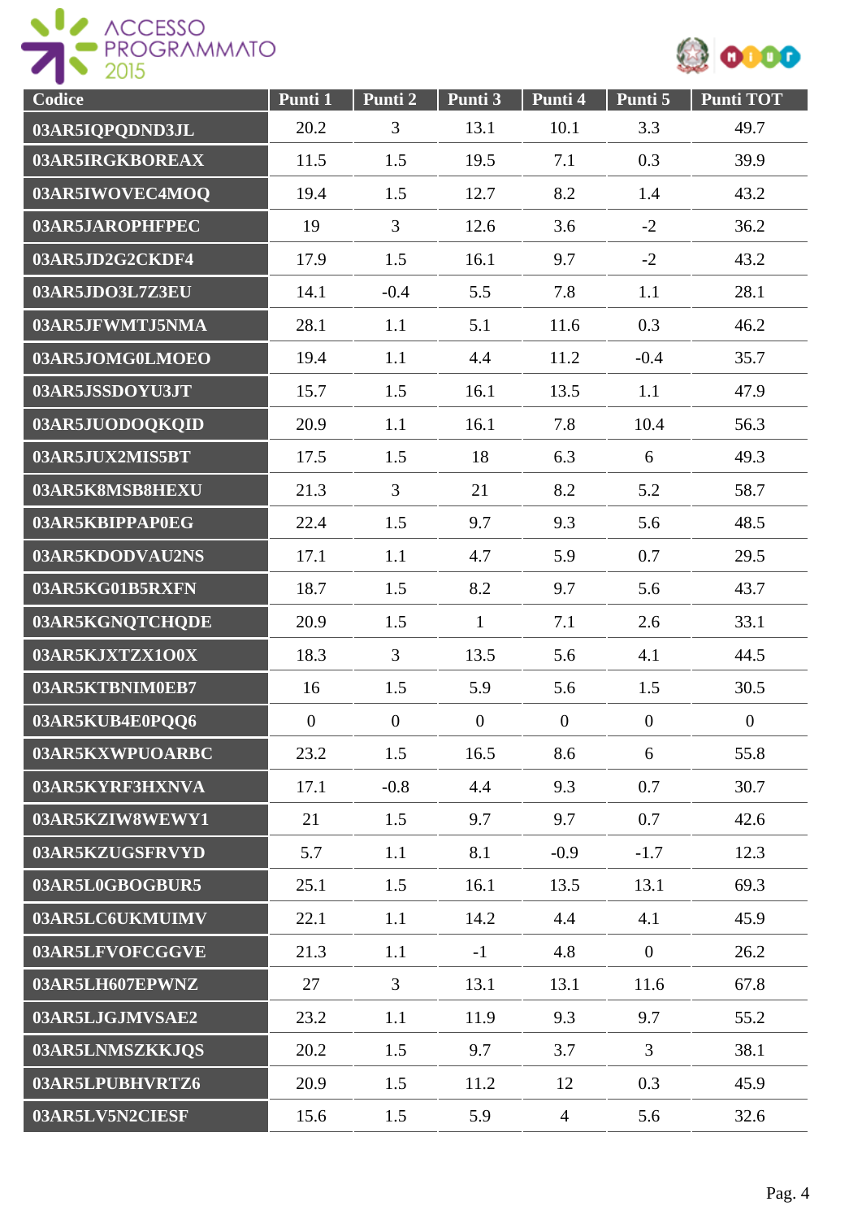| Codice | Punti 1 | Punti 2 | Punti 3 | Punti 4 | Punti 5 | Punti TOT |
|---|---|---|---|---|---|---|
| 03AR5IQPQDND3JL | 20.2 | 3 | 13.1 | 10.1 | 3.3 | 49.7 |
| 03AR5IRGKBOREAX | 11.5 | 1.5 | 19.5 | 7.1 | 0.3 | 39.9 |
| 03AR5IWOVEC4MOQ | 19.4 | 1.5 | 12.7 | 8.2 | 1.4 | 43.2 |
| 03AR5JAROPHFPEC | 19 | 3 | 12.6 | 3.6 | -2 | 36.2 |
| 03AR5JD2G2CKDF4 | 17.9 | 1.5 | 16.1 | 9.7 | -2 | 43.2 |
| 03AR5JDO3L7Z3EU | 14.1 | -0.4 | 5.5 | 7.8 | 1.1 | 28.1 |
| 03AR5JFWMTJ5NMA | 28.1 | 1.1 | 5.1 | 11.6 | 0.3 | 46.2 |
| 03AR5JOMG0LMOEO | 19.4 | 1.1 | 4.4 | 11.2 | -0.4 | 35.7 |
| 03AR5JSSDOYU3JT | 15.7 | 1.5 | 16.1 | 13.5 | 1.1 | 47.9 |
| 03AR5JUODOQKQID | 20.9 | 1.1 | 16.1 | 7.8 | 10.4 | 56.3 |
| 03AR5JUX2MIS5BT | 17.5 | 1.5 | 18 | 6.3 | 6 | 49.3 |
| 03AR5K8MSB8HEXU | 21.3 | 3 | 21 | 8.2 | 5.2 | 58.7 |
| 03AR5KBIPPAP0EG | 22.4 | 1.5 | 9.7 | 9.3 | 5.6 | 48.5 |
| 03AR5KDODVAU2NS | 17.1 | 1.1 | 4.7 | 5.9 | 0.7 | 29.5 |
| 03AR5KG01B5RXFN | 18.7 | 1.5 | 8.2 | 9.7 | 5.6 | 43.7 |
| 03AR5KGNQTCHQDE | 20.9 | 1.5 | 1 | 7.1 | 2.6 | 33.1 |
| 03AR5KJXTZX1O0X | 18.3 | 3 | 13.5 | 5.6 | 4.1 | 44.5 |
| 03AR5KTBNIM0EB7 | 16 | 1.5 | 5.9 | 5.6 | 1.5 | 30.5 |
| 03AR5KUB4E0PQQ6 | 0 | 0 | 0 | 0 | 0 | 0 |
| 03AR5KXWPUOARBC | 23.2 | 1.5 | 16.5 | 8.6 | 6 | 55.8 |
| 03AR5KYRF3HXNVA | 17.1 | -0.8 | 4.4 | 9.3 | 0.7 | 30.7 |
| 03AR5KZIW8WEWY1 | 21 | 1.5 | 9.7 | 9.7 | 0.7 | 42.6 |
| 03AR5KZUGSFRVYD | 5.7 | 1.1 | 8.1 | -0.9 | -1.7 | 12.3 |
| 03AR5L0GBOGBUR5 | 25.1 | 1.5 | 16.1 | 13.5 | 13.1 | 69.3 |
| 03AR5LC6UKMUIMV | 22.1 | 1.1 | 14.2 | 4.4 | 4.1 | 45.9 |
| 03AR5LFVOFCGGVE | 21.3 | 1.1 | -1 | 4.8 | 0 | 26.2 |
| 03AR5LH607EPWNZ | 27 | 3 | 13.1 | 13.1 | 11.6 | 67.8 |
| 03AR5LJGJMVSAE2 | 23.2 | 1.1 | 11.9 | 9.3 | 9.7 | 55.2 |
| 03AR5LNMSZKKJQS | 20.2 | 1.5 | 9.7 | 3.7 | 3 | 38.1 |
| 03AR5LPUBHVRTZ6 | 20.9 | 1.5 | 11.2 | 12 | 0.3 | 45.9 |
| 03AR5LV5N2CIESF | 15.6 | 1.5 | 5.9 | 4 | 5.6 | 32.6 |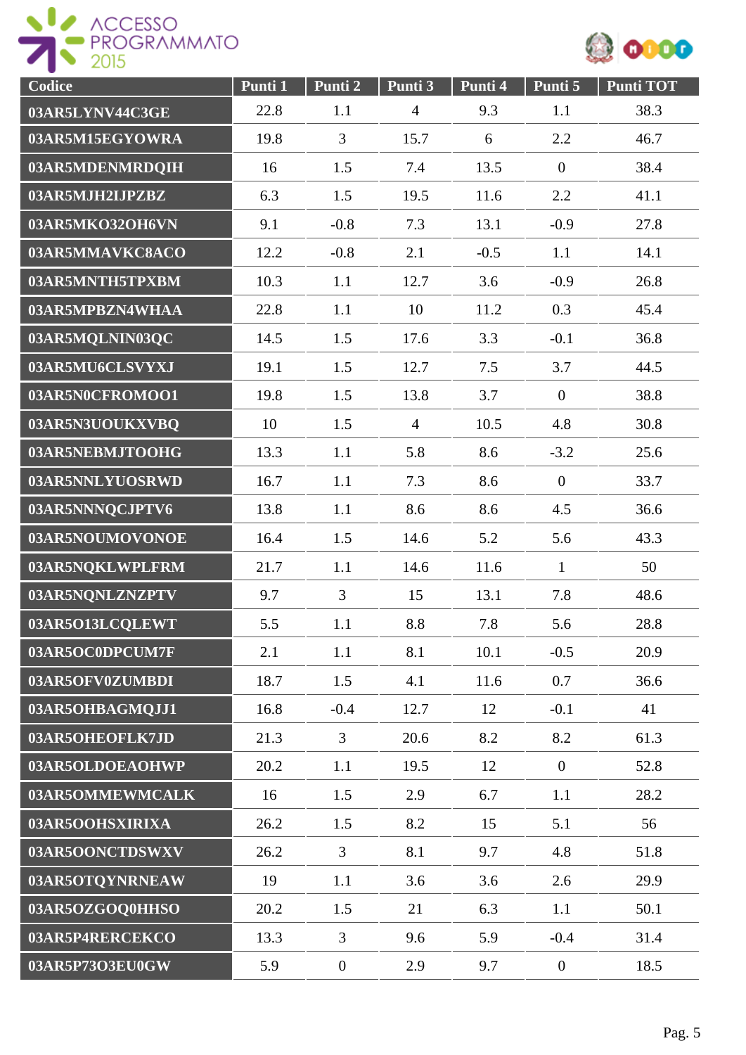| Codice | Punti 1 | Punti 2 | Punti 3 | Punti 4 | Punti 5 | Punti TOT |
|---|---|---|---|---|---|---|
| 03AR5LYNV44C3GE | 22.8 | 1.1 | 4 | 9.3 | 1.1 | 38.3 |
| 03AR5M15EGYOWRA | 19.8 | 3 | 15.7 | 6 | 2.2 | 46.7 |
| 03AR5MDENMRDQIH | 16 | 1.5 | 7.4 | 13.5 | 0 | 38.4 |
| 03AR5MJH2IJPZBZ | 6.3 | 1.5 | 19.5 | 11.6 | 2.2 | 41.1 |
| 03AR5MKO32OH6VN | 9.1 | -0.8 | 7.3 | 13.1 | -0.9 | 27.8 |
| 03AR5MMAVKC8ACO | 12.2 | -0.8 | 2.1 | -0.5 | 1.1 | 14.1 |
| 03AR5MNTH5TPXBM | 10.3 | 1.1 | 12.7 | 3.6 | -0.9 | 26.8 |
| 03AR5MPBZN4WHAA | 22.8 | 1.1 | 10 | 11.2 | 0.3 | 45.4 |
| 03AR5MQLNIN03QC | 14.5 | 1.5 | 17.6 | 3.3 | -0.1 | 36.8 |
| 03AR5MU6CLSVYXJ | 19.1 | 1.5 | 12.7 | 7.5 | 3.7 | 44.5 |
| 03AR5N0CFROMOO1 | 19.8 | 1.5 | 13.8 | 3.7 | 0 | 38.8 |
| 03AR5N3UOUKXVBQ | 10 | 1.5 | 4 | 10.5 | 4.8 | 30.8 |
| 03AR5NEBMJTOOHG | 13.3 | 1.1 | 5.8 | 8.6 | -3.2 | 25.6 |
| 03AR5NNLYUOSRWD | 16.7 | 1.1 | 7.3 | 8.6 | 0 | 33.7 |
| 03AR5NNNQCJPTV6 | 13.8 | 1.1 | 8.6 | 8.6 | 4.5 | 36.6 |
| 03AR5NOUMOVONOE | 16.4 | 1.5 | 14.6 | 5.2 | 5.6 | 43.3 |
| 03AR5NQKLWPLFRM | 21.7 | 1.1 | 14.6 | 11.6 | 1 | 50 |
| 03AR5NQNLZNZPTV | 9.7 | 3 | 15 | 13.1 | 7.8 | 48.6 |
| 03AR5O13LCQLEWT | 5.5 | 1.1 | 8.8 | 7.8 | 5.6 | 28.8 |
| 03AR5OC0DPCUM7F | 2.1 | 1.1 | 8.1 | 10.1 | -0.5 | 20.9 |
| 03AR5OFV0ZUMBDI | 18.7 | 1.5 | 4.1 | 11.6 | 0.7 | 36.6 |
| 03AR5OHBAGMQJJ1 | 16.8 | -0.4 | 12.7 | 12 | -0.1 | 41 |
| 03AR5OHEOFLK7JD | 21.3 | 3 | 20.6 | 8.2 | 8.2 | 61.3 |
| 03AR5OLDOEAOHWP | 20.2 | 1.1 | 19.5 | 12 | 0 | 52.8 |
| 03AR5OMMEWMCALK | 16 | 1.5 | 2.9 | 6.7 | 1.1 | 28.2 |
| 03AR5OOHSXIRIXA | 26.2 | 1.5 | 8.2 | 15 | 5.1 | 56 |
| 03AR5OONCTDSWXV | 26.2 | 3 | 8.1 | 9.7 | 4.8 | 51.8 |
| 03AR5OTQYNRNEAW | 19 | 1.1 | 3.6 | 3.6 | 2.6 | 29.9 |
| 03AR5OZGOQ0HHSO | 20.2 | 1.5 | 21 | 6.3 | 1.1 | 50.1 |
| 03AR5P4RERCEKCO | 13.3 | 3 | 9.6 | 5.9 | -0.4 | 31.4 |
| 03AR5P73O3EU0GW | 5.9 | 0 | 2.9 | 9.7 | 0 | 18.5 |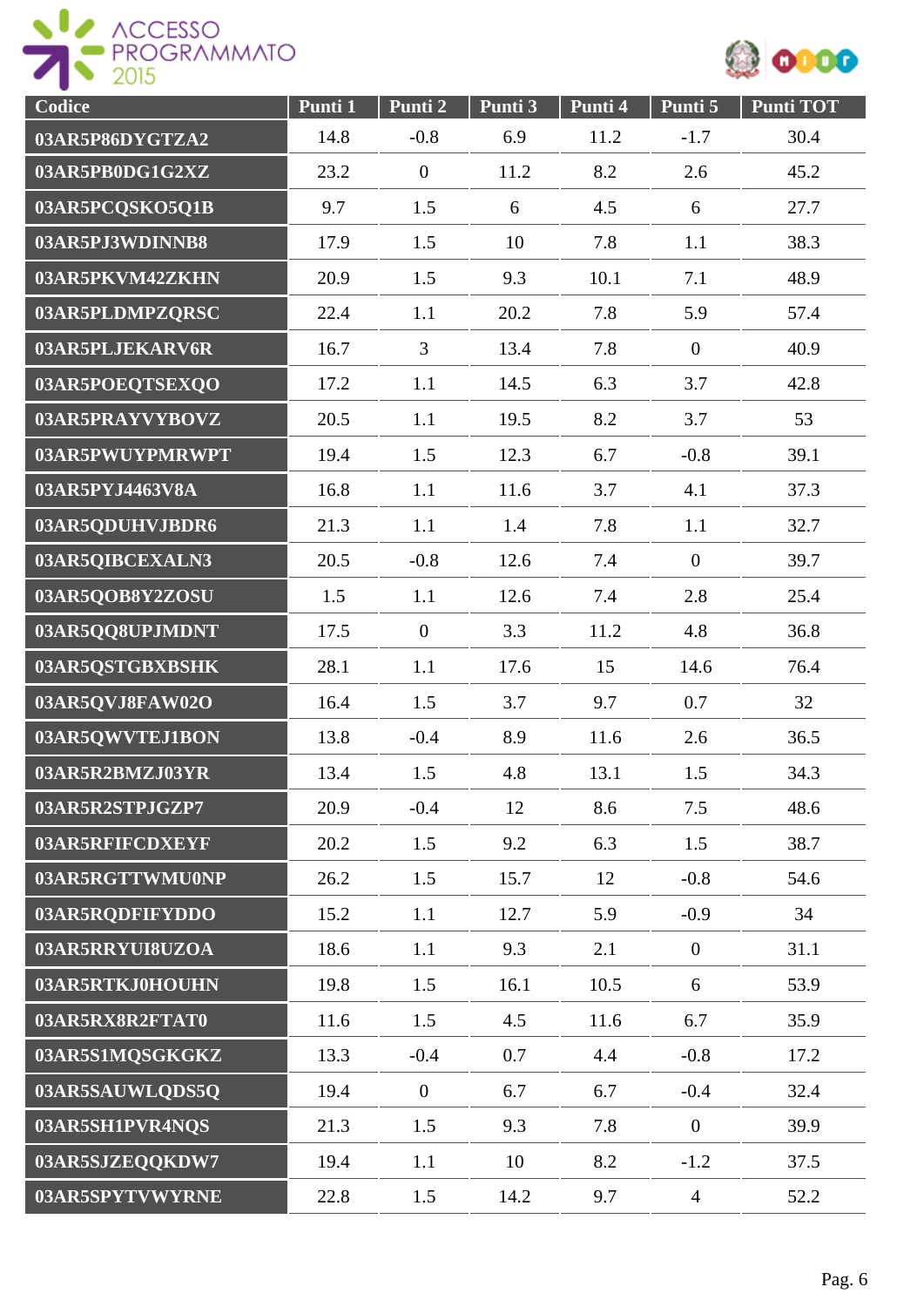| Codice | Punti 1 | Punti 2 | Punti 3 | Punti 4 | Punti 5 | Punti TOT |
|---|---|---|---|---|---|---|
| 03AR5P86DYGTZA2 | 14.8 | -0.8 | 6.9 | 11.2 | -1.7 | 30.4 |
| 03AR5PB0DG1G2XZ | 23.2 | 0 | 11.2 | 8.2 | 2.6 | 45.2 |
| 03AR5PCQSKO5Q1B | 9.7 | 1.5 | 6 | 4.5 | 6 | 27.7 |
| 03AR5PJ3WDINNB8 | 17.9 | 1.5 | 10 | 7.8 | 1.1 | 38.3 |
| 03AR5PKVM42ZKHN | 20.9 | 1.5 | 9.3 | 10.1 | 7.1 | 48.9 |
| 03AR5PLDMPZQRSC | 22.4 | 1.1 | 20.2 | 7.8 | 5.9 | 57.4 |
| 03AR5PLJEKARV6R | 16.7 | 3 | 13.4 | 7.8 | 0 | 40.9 |
| 03AR5POEQTSEXQO | 17.2 | 1.1 | 14.5 | 6.3 | 3.7 | 42.8 |
| 03AR5PRAYVYBOVZ | 20.5 | 1.1 | 19.5 | 8.2 | 3.7 | 53 |
| 03AR5PWUYPMRWPT | 19.4 | 1.5 | 12.3 | 6.7 | -0.8 | 39.1 |
| 03AR5PYJ4463V8A | 16.8 | 1.1 | 11.6 | 3.7 | 4.1 | 37.3 |
| 03AR5QDUHVJBDR6 | 21.3 | 1.1 | 1.4 | 7.8 | 1.1 | 32.7 |
| 03AR5QIBCEXALN3 | 20.5 | -0.8 | 12.6 | 7.4 | 0 | 39.7 |
| 03AR5QOB8Y2ZOSU | 1.5 | 1.1 | 12.6 | 7.4 | 2.8 | 25.4 |
| 03AR5QQ8UPJMDNT | 17.5 | 0 | 3.3 | 11.2 | 4.8 | 36.8 |
| 03AR5QSTGBXBSHK | 28.1 | 1.1 | 17.6 | 15 | 14.6 | 76.4 |
| 03AR5QVJ8FAW02O | 16.4 | 1.5 | 3.7 | 9.7 | 0.7 | 32 |
| 03AR5QWVTEJ1BON | 13.8 | -0.4 | 8.9 | 11.6 | 2.6 | 36.5 |
| 03AR5R2BMZJ03YR | 13.4 | 1.5 | 4.8 | 13.1 | 1.5 | 34.3 |
| 03AR5R2STPJGZP7 | 20.9 | -0.4 | 12 | 8.6 | 7.5 | 48.6 |
| 03AR5RFIFCDXEYF | 20.2 | 1.5 | 9.2 | 6.3 | 1.5 | 38.7 |
| 03AR5RGTTWMU0NP | 26.2 | 1.5 | 15.7 | 12 | -0.8 | 54.6 |
| 03AR5RQDFIFYDDO | 15.2 | 1.1 | 12.7 | 5.9 | -0.9 | 34 |
| 03AR5RRYUI8UZOA | 18.6 | 1.1 | 9.3 | 2.1 | 0 | 31.1 |
| 03AR5RTKJ0HOUHN | 19.8 | 1.5 | 16.1 | 10.5 | 6 | 53.9 |
| 03AR5RX8R2FTAT0 | 11.6 | 1.5 | 4.5 | 11.6 | 6.7 | 35.9 |
| 03AR5S1MQSGKGKZ | 13.3 | -0.4 | 0.7 | 4.4 | -0.8 | 17.2 |
| 03AR5SAUWLQDS5Q | 19.4 | 0 | 6.7 | 6.7 | -0.4 | 32.4 |
| 03AR5SH1PVR4NQS | 21.3 | 1.5 | 9.3 | 7.8 | 0 | 39.9 |
| 03AR5SJZEQQKDW7 | 19.4 | 1.1 | 10 | 8.2 | -1.2 | 37.5 |
| 03AR5SPYTVWYRNE | 22.8 | 1.5 | 14.2 | 9.7 | 4 | 52.2 |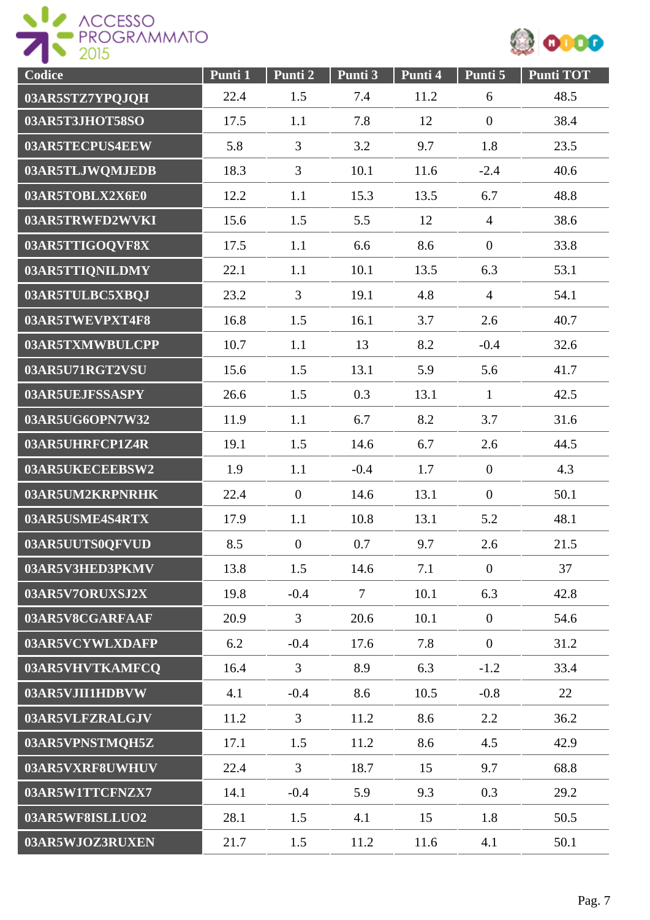| Codice | Punti 1 | Punti 2 | Punti 3 | Punti 4 | Punti 5 | Punti TOT |
|---|---|---|---|---|---|---|
| 03AR5STZ7YPQJQH | 22.4 | 1.5 | 7.4 | 11.2 | 6 | 48.5 |
| 03AR5T3JHOT58SO | 17.5 | 1.1 | 7.8 | 12 | 0 | 38.4 |
| 03AR5TECPUS4EEW | 5.8 | 3 | 3.2 | 9.7 | 1.8 | 23.5 |
| 03AR5TLJWQMJEDB | 18.3 | 3 | 10.1 | 11.6 | -2.4 | 40.6 |
| 03AR5TOBLX2X6E0 | 12.2 | 1.1 | 15.3 | 13.5 | 6.7 | 48.8 |
| 03AR5TRWFD2WVKI | 15.6 | 1.5 | 5.5 | 12 | 4 | 38.6 |
| 03AR5TTIGOQVF8X | 17.5 | 1.1 | 6.6 | 8.6 | 0 | 33.8 |
| 03AR5TTIQNILDMY | 22.1 | 1.1 | 10.1 | 13.5 | 6.3 | 53.1 |
| 03AR5TULBC5XBQJ | 23.2 | 3 | 19.1 | 4.8 | 4 | 54.1 |
| 03AR5TWEVPXT4F8 | 16.8 | 1.5 | 16.1 | 3.7 | 2.6 | 40.7 |
| 03AR5TXMWBULCPP | 10.7 | 1.1 | 13 | 8.2 | -0.4 | 32.6 |
| 03AR5U71RGT2VSU | 15.6 | 1.5 | 13.1 | 5.9 | 5.6 | 41.7 |
| 03AR5UEJFSSASPY | 26.6 | 1.5 | 0.3 | 13.1 | 1 | 42.5 |
| 03AR5UG6OPN7W32 | 11.9 | 1.1 | 6.7 | 8.2 | 3.7 | 31.6 |
| 03AR5UHRFCP1Z4R | 19.1 | 1.5 | 14.6 | 6.7 | 2.6 | 44.5 |
| 03AR5UKECEEBSW2 | 1.9 | 1.1 | -0.4 | 1.7 | 0 | 4.3 |
| 03AR5UM2KRPNRHK | 22.4 | 0 | 14.6 | 13.1 | 0 | 50.1 |
| 03AR5USME4S4RTX | 17.9 | 1.1 | 10.8 | 13.1 | 5.2 | 48.1 |
| 03AR5UUTS0QFVUD | 8.5 | 0 | 0.7 | 9.7 | 2.6 | 21.5 |
| 03AR5V3HED3PKMV | 13.8 | 1.5 | 14.6 | 7.1 | 0 | 37 |
| 03AR5V7ORUXSJ2X | 19.8 | -0.4 | 7 | 10.1 | 6.3 | 42.8 |
| 03AR5V8CGARFAAF | 20.9 | 3 | 20.6 | 10.1 | 0 | 54.6 |
| 03AR5VCYWLXDAFP | 6.2 | -0.4 | 17.6 | 7.8 | 0 | 31.2 |
| 03AR5VHVTKAMFCQ | 16.4 | 3 | 8.9 | 6.3 | -1.2 | 33.4 |
| 03AR5VJII1HDBVW | 4.1 | -0.4 | 8.6 | 10.5 | -0.8 | 22 |
| 03AR5VLFZRALGJV | 11.2 | 3 | 11.2 | 8.6 | 2.2 | 36.2 |
| 03AR5VPNSTMQH5Z | 17.1 | 1.5 | 11.2 | 8.6 | 4.5 | 42.9 |
| 03AR5VXRF8UWHUV | 22.4 | 3 | 18.7 | 15 | 9.7 | 68.8 |
| 03AR5W1TTCFNZX7 | 14.1 | -0.4 | 5.9 | 9.3 | 0.3 | 29.2 |
| 03AR5WF8ISLLUO2 | 28.1 | 1.5 | 4.1 | 15 | 1.8 | 50.5 |
| 03AR5WJOZ3RUXEN | 21.7 | 1.5 | 11.2 | 11.6 | 4.1 | 50.1 |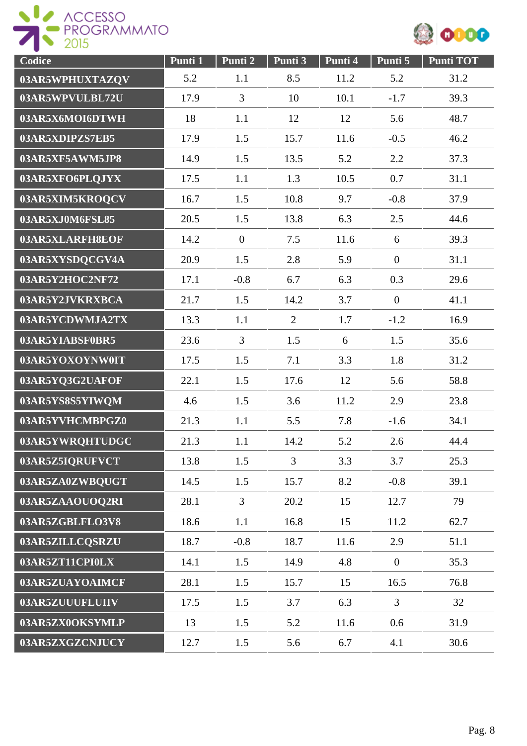| Codice | Punti 1 | Punti 2 | Punti 3 | Punti 4 | Punti 5 | Punti TOT |
|---|---|---|---|---|---|---|
| 03AR5WPHUXTAZQV | 5.2 | 1.1 | 8.5 | 11.2 | 5.2 | 31.2 |
| 03AR5WPVULBL72U | 17.9 | 3 | 10 | 10.1 | -1.7 | 39.3 |
| 03AR5X6MOI6DTWH | 18 | 1.1 | 12 | 12 | 5.6 | 48.7 |
| 03AR5XDIPZS7EB5 | 17.9 | 1.5 | 15.7 | 11.6 | -0.5 | 46.2 |
| 03AR5XF5AWM5JP8 | 14.9 | 1.5 | 13.5 | 5.2 | 2.2 | 37.3 |
| 03AR5XFO6PLQJYX | 17.5 | 1.1 | 1.3 | 10.5 | 0.7 | 31.1 |
| 03AR5XIM5KROQCV | 16.7 | 1.5 | 10.8 | 9.7 | -0.8 | 37.9 |
| 03AR5XJ0M6FSL85 | 20.5 | 1.5 | 13.8 | 6.3 | 2.5 | 44.6 |
| 03AR5XLARFH8EOF | 14.2 | 0 | 7.5 | 11.6 | 6 | 39.3 |
| 03AR5XYSDQCGV4A | 20.9 | 1.5 | 2.8 | 5.9 | 0 | 31.1 |
| 03AR5Y2HOC2NF72 | 17.1 | -0.8 | 6.7 | 6.3 | 0.3 | 29.6 |
| 03AR5Y2JVKRXBCA | 21.7 | 1.5 | 14.2 | 3.7 | 0 | 41.1 |
| 03AR5YCDWMJA2TX | 13.3 | 1.1 | 2 | 1.7 | -1.2 | 16.9 |
| 03AR5YIABSF0BR5 | 23.6 | 3 | 1.5 | 6 | 1.5 | 35.6 |
| 03AR5YOXOYNW0IT | 17.5 | 1.5 | 7.1 | 3.3 | 1.8 | 31.2 |
| 03AR5YQ3G2UAFOF | 22.1 | 1.5 | 17.6 | 12 | 5.6 | 58.8 |
| 03AR5YS8S5YIWQM | 4.6 | 1.5 | 3.6 | 11.2 | 2.9 | 23.8 |
| 03AR5YVHCMBPGZ0 | 21.3 | 1.1 | 5.5 | 7.8 | -1.6 | 34.1 |
| 03AR5YWRQHTUDGC | 21.3 | 1.1 | 14.2 | 5.2 | 2.6 | 44.4 |
| 03AR5Z5IQRUFVCT | 13.8 | 1.5 | 3 | 3.3 | 3.7 | 25.3 |
| 03AR5ZA0ZWBQUGT | 14.5 | 1.5 | 15.7 | 8.2 | -0.8 | 39.1 |
| 03AR5ZAAOUOQ2RI | 28.1 | 3 | 20.2 | 15 | 12.7 | 79 |
| 03AR5ZGBLFLO3V8 | 18.6 | 1.1 | 16.8 | 15 | 11.2 | 62.7 |
| 03AR5ZILLCQSRZU | 18.7 | -0.8 | 18.7 | 11.6 | 2.9 | 51.1 |
| 03AR5ZT11CPI0LX | 14.1 | 1.5 | 14.9 | 4.8 | 0 | 35.3 |
| 03AR5ZUAYOAIMCF | 28.1 | 1.5 | 15.7 | 15 | 16.5 | 76.8 |
| 03AR5ZUUUFLUIIV | 17.5 | 1.5 | 3.7 | 6.3 | 3 | 32 |
| 03AR5ZX0OKSYMLP | 13 | 1.5 | 5.2 | 11.6 | 0.6 | 31.9 |
| 03AR5ZXGZCNJUCY | 12.7 | 1.5 | 5.6 | 6.7 | 4.1 | 30.6 |